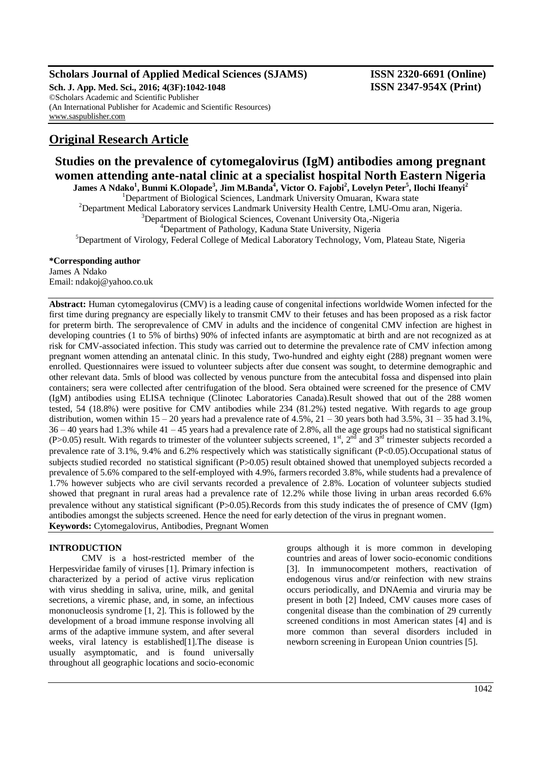**Scholars Journal of Applied Medical Sciences (SJAMS)** **ISSN 2320-6691 (Online)**

**Sch. J. App. Med. Sci., 2016; 4(3F):1042-1048** **ISSN 2347-954X (Print)**

©Scholars Academic and Scientific Publisher
(An International Publisher for Academic and Scientific Resources)
www.saspublisher.com

## Original Research Article

# Studies on the prevalence of cytomegalovirus (IgM) antibodies among pregnant women attending ante-natal clinic at a specialist hospital North Eastern Nigeria

**James A Ndako[1], Bunmi K.Olopade[3], Jim M.Banda[4], Victor O. Fajobi[2], Lovelyn Peter[5], Ilochi Ifeanyi[2]**

[1]Department of Biological Sciences, Landmark University Omuaran, Kwara state
[2]Department Medical Laboratory services Landmark University Health Centre, LMU-Omu aran, Nigeria.
[3]Department of Biological Sciences, Covenant University Ota,-Nigeria
[4]Department of Pathology, Kaduna State University, Nigeria
[5]Department of Virology, Federal College of Medical Laboratory Technology, Vom, Plateau State, Nigeria

**\*Corresponding author**
James A Ndako
Email: ndakoj@yahoo.co.uk

**Abstract:** Human cytomegalovirus (CMV) is a leading cause of congenital infections worldwide Women infected for the first time during pregnancy are especially likely to transmit CMV to their fetuses and has been proposed as a risk factor for preterm birth. The seroprevalence of CMV in adults and the incidence of congenital CMV infection are highest in developing countries (1 to 5% of births) 90% of infected infants are asymptomatic at birth and are not recognized as at risk for CMV-associated infection. This study was carried out to determine the prevalence rate of CMV infection among pregnant women attending an antenatal clinic. In this study, Two-hundred and eighty eight (288) pregnant women were enrolled. Questionnaires were issued to volunteer subjects after due consent was sought, to determine demographic and other relevant data. 5mls of blood was collected by venous puncture from the antecubital fossa and dispensed into plain containers; sera were collected after centrifugation of the blood. Sera obtained were screened for the presence of CMV (IgM) antibodies using ELISA technique (Clinotec Laboratories Canada).Result showed that out of the 288 women tested, 54 (18.8%) were positive for CMV antibodies while 234 (81.2%) tested negative. With regards to age group distribution, women within 15 – 20 years had a prevalence rate of 4.5%, 21 – 30 years both had 3.5%, 31 – 35 had 3.1%, 36 – 40 years had 1.3% while 41 – 45 years had a prevalence rate of 2.8%, all the age groups had no statistical significant ($P>0.05$) result. With regards to trimester of the volunteer subjects screened, 1st, 2nd and 3rd trimester subjects recorded a prevalence rate of 3.1%, 9.4% and 6.2% respectively which was statistically significant ($P<0.05$).Occupational status of subjects studied recorded no statistical significant ($P>0.05$) result obtained showed that unemployed subjects recorded a prevalence of 5.6% compared to the self-employed with 4.9%, farmers recorded 3.8%, while students had a prevalence of 1.7% however subjects who are civil servants recorded a prevalence of 2.8%. Location of volunteer subjects studied showed that pregnant in rural areas had a prevalence rate of 12.2% while those living in urban areas recorded 6.6% prevalence without any statistical significant ($P>0.05$).Records from this study indicates the of presence of CMV (Igm) antibodies amongst the subjects screened. Hence the need for early detection of the virus in pregnant women.

**Keywords:** Cytomegalovirus, Antibodies, Pregnant Women

## INTRODUCTION

CMV is a host-restricted member of the Herpesviridae family of viruses [1]. Primary infection is characterized by a period of active virus replication with virus shedding in saliva, urine, milk, and genital secretions, a viremic phase, and, in some, an infectious mononucleosis syndrome [1, 2]. This is followed by the development of a broad immune response involving all arms of the adaptive immune system, and after several weeks, viral latency is established[1].The disease is usually asymptomatic, and is found universally throughout all geographic locations and socio-economic groups although it is more common in developing countries and areas of lower socio-economic conditions [3]. In immunocompetent mothers, reactivation of endogenous virus and/or reinfection with new strains occurs periodically, and DNAemia and viruria may be present in both [2] Indeed, CMV causes more cases of congenital disease than the combination of 29 currently screened conditions in most American states [4] and is more common than several disorders included in newborn screening in European Union countries [5].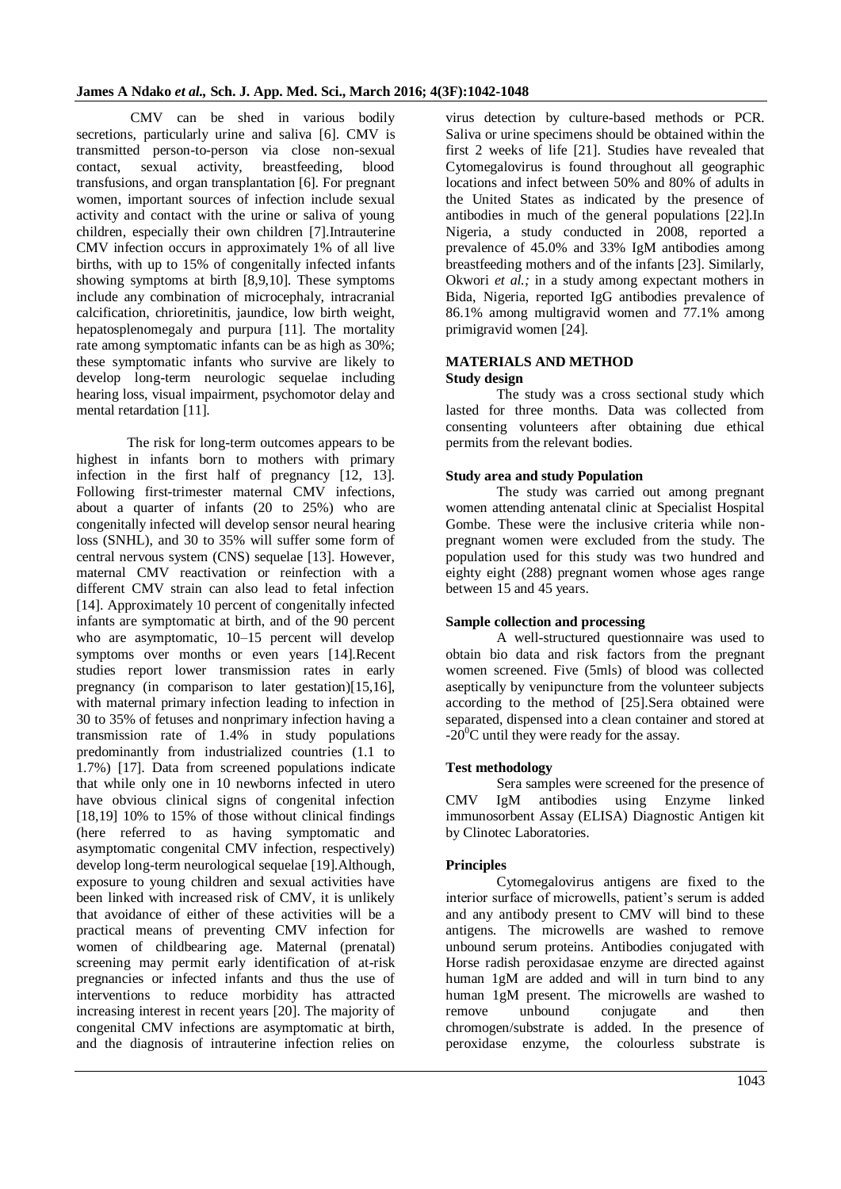CMV can be shed in various bodily secretions, particularly urine and saliva [6]. CMV is transmitted person-to-person via close non-sexual contact, sexual activity, breastfeeding, blood transfusions, and organ transplantation [6]. For pregnant women, important sources of infection include sexual activity and contact with the urine or saliva of young children, especially their own children [7].Intrauterine CMV infection occurs in approximately 1% of all live births, with up to 15% of congenitally infected infants showing symptoms at birth [8,9,10]. These symptoms include any combination of microcephaly, intracranial calcification, chrioretinitis, jaundice, low birth weight, hepatosplenomegaly and purpura [11]. The mortality rate among symptomatic infants can be as high as 30%; these symptomatic infants who survive are likely to develop long-term neurologic sequelae including hearing loss, visual impairment, psychomotor delay and mental retardation [11].

The risk for long-term outcomes appears to be highest in infants born to mothers with primary infection in the first half of pregnancy [12, 13]. Following first-trimester maternal CMV infections, about a quarter of infants (20 to 25%) who are congenitally infected will develop sensor neural hearing loss (SNHL), and 30 to 35% will suffer some form of central nervous system (CNS) sequelae [13]. However, maternal CMV reactivation or reinfection with a different CMV strain can also lead to fetal infection [14]. Approximately 10 percent of congenitally infected infants are symptomatic at birth, and of the 90 percent who are asymptomatic, 10–15 percent will develop symptoms over months or even years [14].Recent studies report lower transmission rates in early pregnancy (in comparison to later gestation)[15,16], with maternal primary infection leading to infection in 30 to 35% of fetuses and nonprimary infection having a transmission rate of 1.4% in study populations predominantly from industrialized countries (1.1 to 1.7%) [17]. Data from screened populations indicate that while only one in 10 newborns infected in utero have obvious clinical signs of congenital infection [18,19] 10% to 15% of those without clinical findings (here referred to as having symptomatic and asymptomatic congenital CMV infection, respectively) develop long-term neurological sequelae [19].Although, exposure to young children and sexual activities have been linked with increased risk of CMV, it is unlikely that avoidance of either of these activities will be a practical means of preventing CMV infection for women of childbearing age. Maternal (prenatal) screening may permit early identification of at-risk pregnancies or infected infants and thus the use of interventions to reduce morbidity has attracted increasing interest in recent years [20]. The majority of congenital CMV infections are asymptomatic at birth, and the diagnosis of intrauterine infection relies on virus detection by culture-based methods or PCR. Saliva or urine specimens should be obtained within the first 2 weeks of life [21]. Studies have revealed that Cytomegalovirus is found throughout all geographic locations and infect between 50% and 80% of adults in the United States as indicated by the presence of antibodies in much of the general populations [22].In Nigeria, a study conducted in 2008, reported a prevalence of 45.0% and 33% IgM antibodies among breastfeeding mothers and of the infants [23]. Similarly, Okwori *et al.;* in a study among expectant mothers in Bida, Nigeria, reported IgG antibodies prevalence of 86.1% among multigravid women and 77.1% among primigravid women [24].

## MATERIALS AND METHOD

### Study design

The study was a cross sectional study which lasted for three months. Data was collected from consenting volunteers after obtaining due ethical permits from the relevant bodies.

### Study area and study Population

The study was carried out among pregnant women attending antenatal clinic at Specialist Hospital Gombe. These were the inclusive criteria while non-pregnant women were excluded from the study. The population used for this study was two hundred and eighty eight (288) pregnant women whose ages range between 15 and 45 years.

### Sample collection and processing

A well-structured questionnaire was used to obtain bio data and risk factors from the pregnant women screened. Five (5mls) of blood was collected aseptically by venipuncture from the volunteer subjects according to the method of [25].Sera obtained were separated, dispensed into a clean container and stored at $-20^0$C until they were ready for the assay.

### Test methodology

Sera samples were screened for the presence of CMV IgM antibodies using Enzyme linked immunosorbent Assay (ELISA) Diagnostic Antigen kit by Clinotec Laboratories.

### Principles

Cytomegalovirus antigens are fixed to the interior surface of microwells, patient's serum is added and any antibody present to CMV will bind to these antigens. The microwells are washed to remove unbound serum proteins. Antibodies conjugated with Horse radish peroxidasae enzyme are directed against human 1gM are added and will in turn bind to any human 1gM present. The microwells are washed to remove unbound conjugate and then chromogen/substrate is added. In the presence of peroxidase enzyme, the colourless substrate is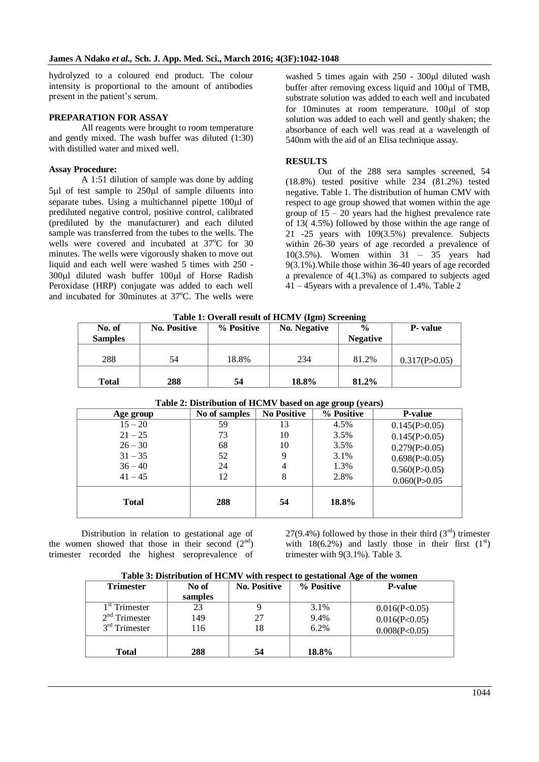hydrolyzed to a coloured end product. The colour intensity is proportional to the amount of antibodies present in the patient's serum.

**PREPARATION FOR ASSAY**

All reagents were brought to room temperature and gently mixed. The wash buffer was diluted (1:30) with distilled water and mixed well.

**Assay Procedure:**

A 1:51 dilution of sample was done by adding 5μl of test sample to 250μl of sample diluents into separate tubes. Using a multichannel pipette 100μl of prediluted negative control, positive control, calibrated (prediluted by the manufacturer) and each diluted sample was transferred from the tubes to the wells. The wells were covered and incubated at 37°C for 30 minutes. The wells were vigorously shaken to move out liquid and each well were washed 5 times with 250 - 300μl diluted wash buffer 100μl of Horse Radish Peroxidase (HRP) conjugate was added to each well and incubated for 30minutes at 37°C. The wells were washed 5 times again with 250 - 300μl diluted wash buffer after removing excess liquid and 100μl of TMB, substrate solution was added to each well and incubated for 10minutes at room temperature. 100μl of stop solution was added to each well and gently shaken; the absorbance of each well was read at a wavelength of 540nm with the aid of an Elisa technique assay.

**RESULTS**

Out of the 288 sera samples screened, 54 (18.8%) tested positive while 234 (81.2%) tested negative. Table 1. The distribution of human CMV with respect to age group showed that women within the age group of 15 – 20 years had the highest prevalence rate of 13( 4.5%) followed by those within the age range of 21 -25 years with 109(3.5%) prevalence. Subjects within 26-30 years of age recorded a prevalence of 10(3.5%). Women within 31 – 35 years had 9(3.1%).While those within 36-40 years of age recorded a prevalence of 4(1.3%) as compared to subjects aged 41 – 45years with a prevalence of 1.4%. Table 2

**Table 1: Overall result of HCMV (Igm) Screening**

| No. of Samples | No. Positive | % Positive | No. Negative | % Negative | P- value |
|---|---|---|---|---|---|
| 288 | 54 | 18.8% | 234 | 81.2% | 0.317(P>0.05) |
| **Total** | **288** | **54** | **18.8%** | **81.2%** | |

**Table 2: Distribution of HCMV based on age group (years)**

| Age group | No of samples | No Positive | % Positive | P-value |
|---|---|---|---|---|
| 15 – 20 | 59 | 13 | 4.5% | 0.145(P>0.05) |
| 21 – 25 | 73 | 10 | 3.5% | 0.145(P>0.05) |
| 26 – 30 | 68 | 10 | 3.5% | 0.279(P>0.05) |
| 31 – 35 | 52 | 9 | 3.1% | 0.698(P>0.05) |
| 36 – 40 | 24 | 4 | 1.3% | 0.560(P>0.05) |
| 41 – 45 | 12 | 8 | 2.8% | 0.060(P>0.05 |
| **Total** | **288** | **54** | **18.8%** | |

Distribution in relation to gestational age of the women showed that those in their second (2nd) trimester recorded the highest seroprevalence of 27(9.4%) followed by those in their third (3rd) trimester with 18(6.2%) and lastly those in their first (1st) trimester with 9(3.1%). Table 3.

**Table 3: Distribution of HCMV with respect to gestational Age of the women**

| Trimester | No of samples | No. Positive | % Positive | P-value |
|---|---|---|---|---|
| 1st Trimester | 23 | 9 | 3.1% | 0.016(P<0.05) |
| 2nd Trimester | 149 | 27 | 9.4% | 0.016(P<0.05) |
| 3rd Trimester | 116 | 18 | 6.2% | 0.008(P<0.05) |
| **Total** | **288** | **54** | **18.8%** | |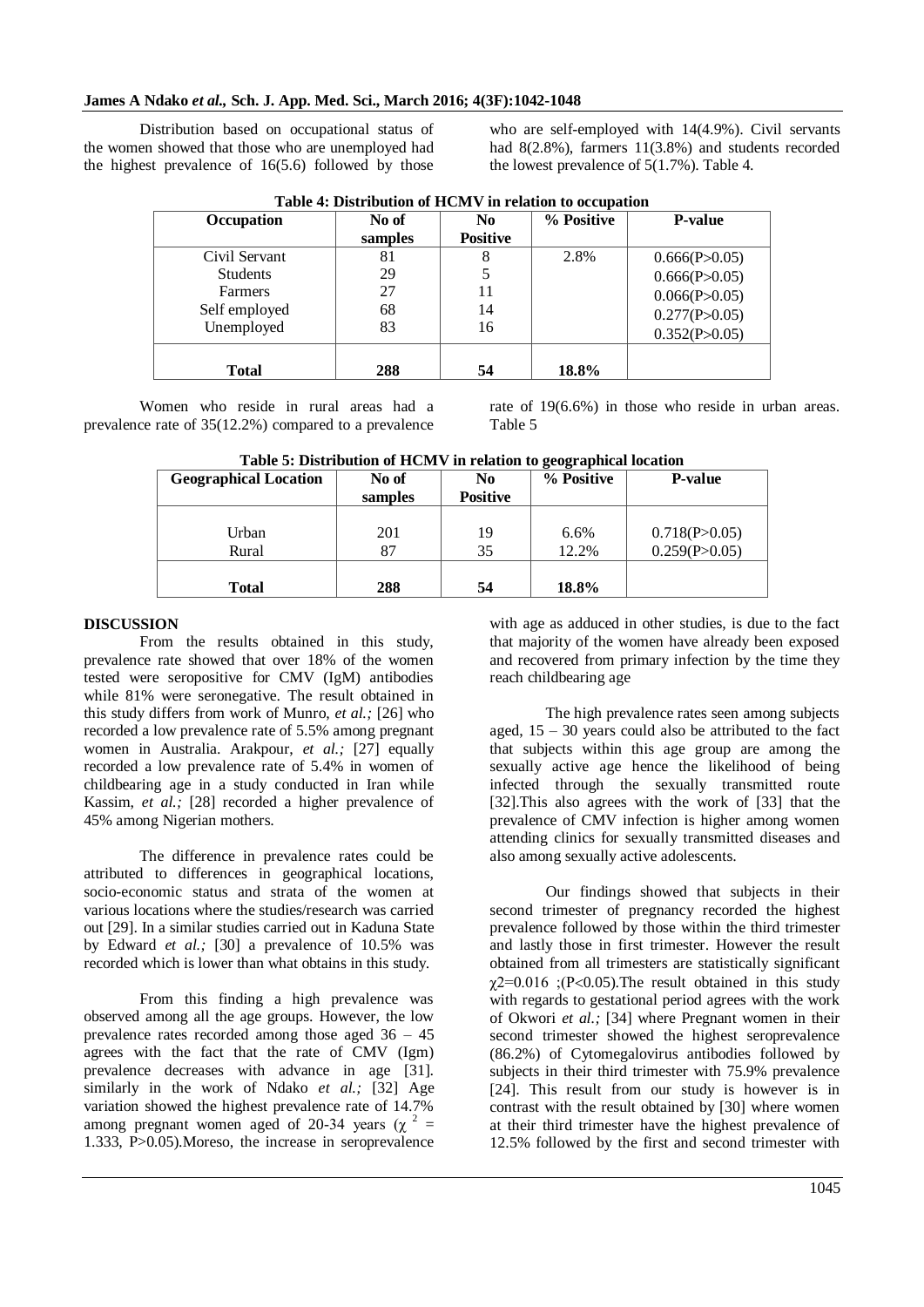Distribution based on occupational status of the women showed that those who are unemployed had the highest prevalence of 16(5.6) followed by those who are self-employed with 14(4.9%). Civil servants had 8(2.8%), farmers 11(3.8%) and students recorded the lowest prevalence of 5(1.7%). Table 4.

**Table 4: Distribution of HCMV in relation to occupation**

| Occupation | No of samples | No Positive | % Positive | P-value |
|---|---|---|---|---|
| Civil Servant | 81 | 8 | 2.8% | 0.666(P>0.05) |
| Students | 29 | 5 | | 0.666(P>0.05) |
| Farmers | 27 | 11 | | 0.066(P>0.05) |
| Self employed | 68 | 14 | | 0.277(P>0.05) |
| Unemployed | 83 | 16 | | 0.352(P>0.05) |
| **Total** | **288** | **54** | **18.8%** | |

Women who reside in rural areas had a prevalence rate of 35(12.2%) compared to a prevalence rate of 19(6.6%) in those who reside in urban areas. Table 5

**Table 5: Distribution of HCMV in relation to geographical location**

| Geographical Location | No of samples | No Positive | % Positive | P-value |
|---|---|---|---|---|
| Urban | 201 | 19 | 6.6% | 0.718(P>0.05) |
| Rural | 87 | 35 | 12.2% | 0.259(P>0.05) |
| **Total** | **288** | **54** | **18.8%** | |

## DISCUSSION

From the results obtained in this study, prevalence rate showed that over 18% of the women tested were seropositive for CMV (IgM) antibodies while 81% were seronegative. The result obtained in this study differs from work of Munro, *et al.;* [26] who recorded a low prevalence rate of 5.5% among pregnant women in Australia. Arakpour, *et al.;* [27] equally recorded a low prevalence rate of 5.4% in women of childbearing age in a study conducted in Iran while Kassim, *et al.;* [28] recorded a higher prevalence of 45% among Nigerian mothers.

The difference in prevalence rates could be attributed to differences in geographical locations, socio-economic status and strata of the women at various locations where the studies/research was carried out [29]. In a similar studies carried out in Kaduna State by Edward *et al.;* [30] a prevalence of 10.5% was recorded which is lower than what obtains in this study.

From this finding a high prevalence was observed among all the age groups. However, the low prevalence rates recorded among those aged 36 – 45 agrees with the fact that the rate of CMV (Igm) prevalence decreases with advance in age [31]. similarly in the work of Ndako *et al.;* [32] Age variation showed the highest prevalence rate of 14.7% among pregnant women aged of 20-34 years ($\chi^2$ = 1.333, P>0.05).Moreso, the increase in seroprevalence with age as adduced in other studies, is due to the fact that majority of the women have already been exposed and recovered from primary infection by the time they reach childbearing age

The high prevalence rates seen among subjects aged, 15 – 30 years could also be attributed to the fact that subjects within this age group are among the sexually active age hence the likelihood of being infected through the sexually transmitted route [32].This also agrees with the work of [33] that the prevalence of CMV infection is higher among women attending clinics for sexually transmitted diseases and also among sexually active adolescents.

Our findings showed that subjects in their second trimester of pregnancy recorded the highest prevalence followed by those within the third trimester and lastly those in first trimester. However the result obtained from all trimesters are statistically significant $\chi2$=0.016 ;(P<0.05).The result obtained in this study with regards to gestational period agrees with the work of Okwori *et al.;* [34] where Pregnant women in their second trimester showed the highest seroprevalence (86.2%) of Cytomegalovirus antibodies followed by subjects in their third trimester with 75.9% prevalence [24]. This result from our study is however is in contrast with the result obtained by [30] where women at their third trimester have the highest prevalence of 12.5% followed by the first and second trimester with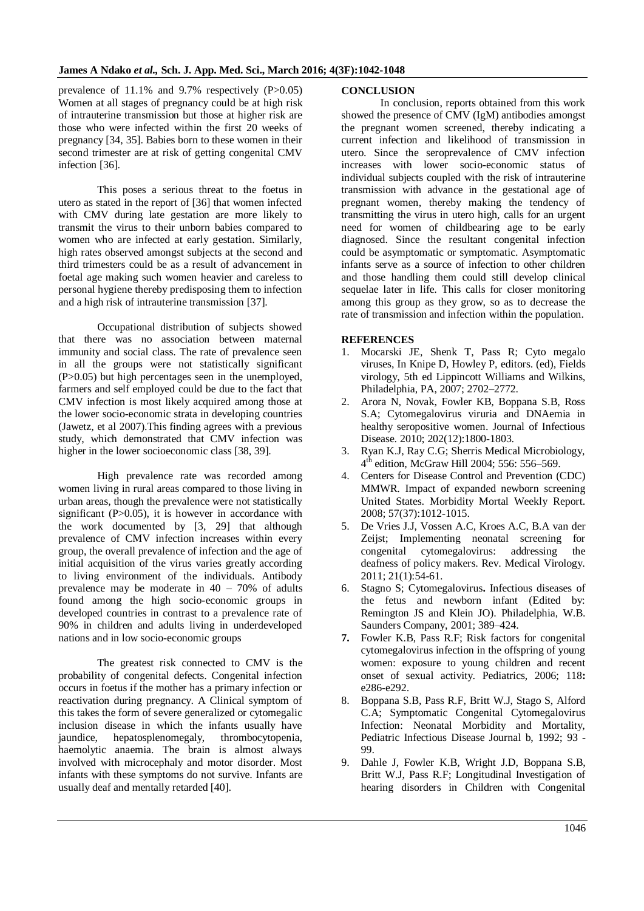prevalence of 11.1% and 9.7% respectively (P>0.05) Women at all stages of pregnancy could be at high risk of intrauterine transmission but those at higher risk are those who were infected within the first 20 weeks of pregnancy [34, 35]. Babies born to these women in their second trimester are at risk of getting congenital CMV infection [36].

This poses a serious threat to the foetus in utero as stated in the report of [36] that women infected with CMV during late gestation are more likely to transmit the virus to their unborn babies compared to women who are infected at early gestation. Similarly, high rates observed amongst subjects at the second and third trimesters could be as a result of advancement in foetal age making such women heavier and careless to personal hygiene thereby predisposing them to infection and a high risk of intrauterine transmission [37].

Occupational distribution of subjects showed that there was no association between maternal immunity and social class. The rate of prevalence seen in all the groups were not statistically significant (P>0.05) but high percentages seen in the unemployed, farmers and self employed could be due to the fact that CMV infection is most likely acquired among those at the lower socio-economic strata in developing countries (Jawetz, et al 2007).This finding agrees with a previous study, which demonstrated that CMV infection was higher in the lower socioeconomic class [38, 39].

High prevalence rate was recorded among women living in rural areas compared to those living in urban areas, though the prevalence were not statistically significant (P>0.05), it is however in accordance with the work documented by [3, 29] that although prevalence of CMV infection increases within every group, the overall prevalence of infection and the age of initial acquisition of the virus varies greatly according to living environment of the individuals. Antibody prevalence may be moderate in 40 – 70% of adults found among the high socio-economic groups in developed countries in contrast to a prevalence rate of 90% in children and adults living in underdeveloped nations and in low socio-economic groups

The greatest risk connected to CMV is the probability of congenital defects. Congenital infection occurs in foetus if the mother has a primary infection or reactivation during pregnancy. A Clinical symptom of this takes the form of severe generalized or cytomegalic inclusion disease in which the infants usually have jaundice, hepatosplenomegaly, thrombocytopenia, haemolytic anaemia. The brain is almost always involved with microcephaly and motor disorder. Most infants with these symptoms do not survive. Infants are usually deaf and mentally retarded [40].

## CONCLUSION

In conclusion, reports obtained from this work showed the presence of CMV (IgM) antibodies amongst the pregnant women screened, thereby indicating a current infection and likelihood of transmission in utero. Since the seroprevalence of CMV infection increases with lower socio-economic status of individual subjects coupled with the risk of intrauterine transmission with advance in the gestational age of pregnant women, thereby making the tendency of transmitting the virus in utero high, calls for an urgent need for women of childbearing age to be early diagnosed. Since the resultant congenital infection could be asymptomatic or symptomatic. Asymptomatic infants serve as a source of infection to other children and those handling them could still develop clinical sequelae later in life. This calls for closer monitoring among this group as they grow, so as to decrease the rate of transmission and infection within the population.

## REFERENCES

1. Mocarski JE, Shenk T, Pass R; Cyto megalo viruses, In Knipe D, Howley P, editors. (ed), Fields virology, 5th ed Lippincott Williams and Wilkins, Philadelphia, PA, 2007; 2702–2772.
2. Arora N, Novak, Fowler KB, Boppana S.B, Ross S.A; Cytomegalovirus viruria and DNAemia in healthy seropositive women. Journal of Infectious Disease. 2010; 202(12):1800-1803.
3. Ryan K.J, Ray C.G; Sherris Medical Microbiology, 4th edition, McGraw Hill 2004; 556: 556–569.
4. Centers for Disease Control and Prevention (CDC) MMWR. Impact of expanded newborn screening United States. Morbidity Mortal Weekly Report. 2008; 57(37):1012-1015.
5. De Vries J.J, Vossen A.C, Kroes A.C, B.A van der Zeijst; Implementing neonatal screening for congenital cytomegalovirus: addressing the deafness of policy makers. Rev. Medical Virology. 2011; 21(1):54-61.
6. Stagno S; Cytomegalovirus**.** Infectious diseases of the fetus and newborn infant (Edited by: Remington JS and Klein JO). Philadelphia, W.B. Saunders Company, 2001; 389–424.
7. Fowler K.B, Pass R.F; Risk factors for congenital cytomegalovirus infection in the offspring of young women: exposure to young children and recent onset of sexual activity. Pediatrics, 2006; 118**:** e286-e292.
8. Boppana S.B, Pass R.F, Britt W.J, Stago S, Alford C.A; Symptomatic Congenital Cytomegalovirus Infection: Neonatal Morbidity and Mortality, Pediatric Infectious Disease Journal b, 1992; 93 - 99.
9. Dahle J, Fowler K.B, Wright J.D, Boppana S.B, Britt W.J, Pass R.F; Longitudinal Investigation of hearing disorders in Children with Congenital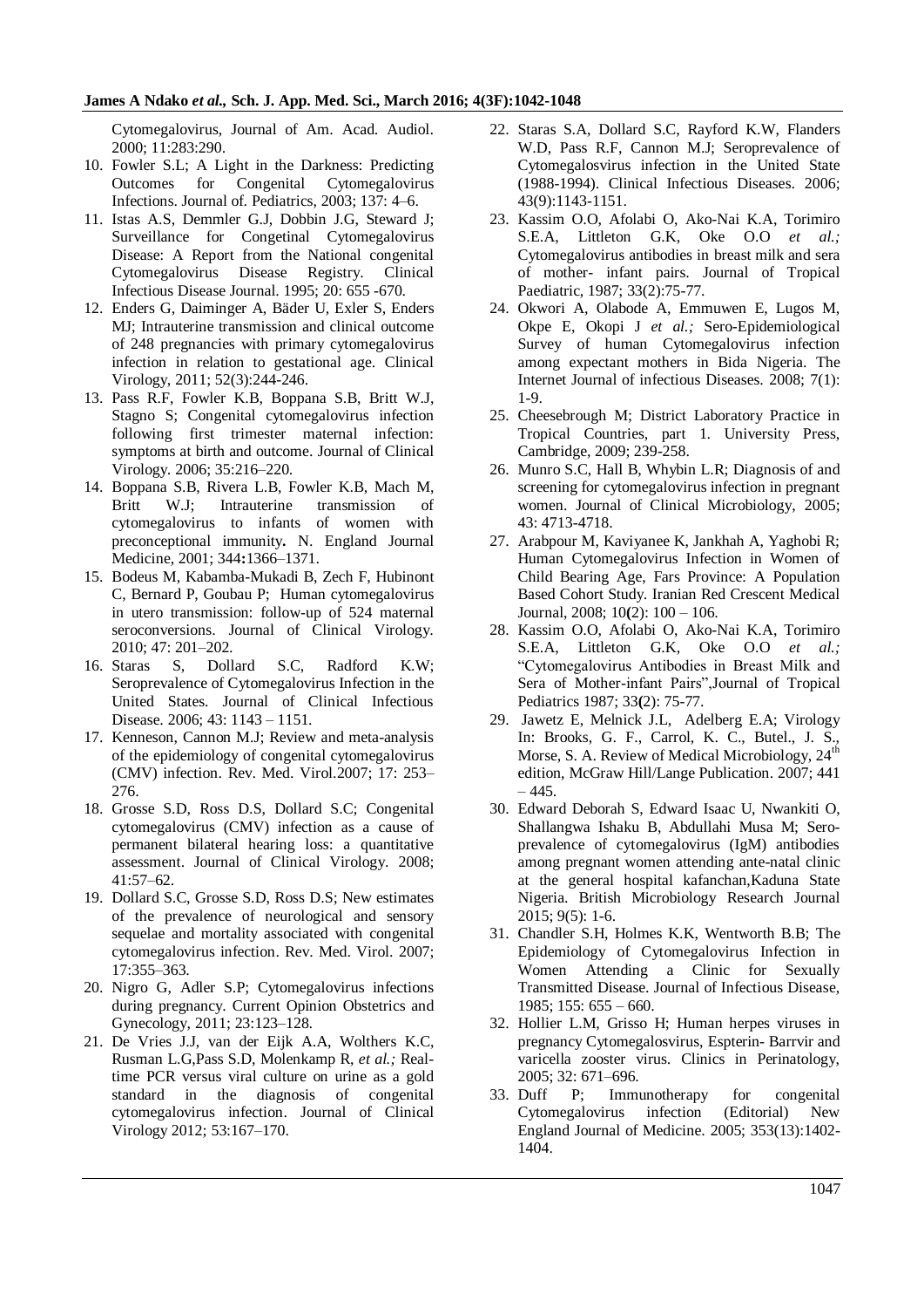Cytomegalovirus, Journal of Am. Acad. Audiol. 2000; 11:283:290.

10. Fowler S.L; A Light in the Darkness: Predicting Outcomes for Congenital Cytomegalovirus Infections. Journal of. Pediatrics, 2003; 137: 4–6.
11. Istas A.S, Demmler G.J, Dobbin J.G, Steward J; Surveillance for Congetinal Cytomegalovirus Disease: A Report from the National congenital Cytomegalovirus Disease Registry. Clinical Infectious Disease Journal. 1995; 20: 655 -670.
12. Enders G, Daiminger A, Bäder U, Exler S, Enders MJ; Intrauterine transmission and clinical outcome of 248 pregnancies with primary cytomegalovirus infection in relation to gestational age. Clinical Virology, 2011; 52(3):244-246.
13. Pass R.F, Fowler K.B, Boppana S.B, Britt W.J, Stagno S; Congenital cytomegalovirus infection following first trimester maternal infection: symptoms at birth and outcome. Journal of Clinical Virology. 2006; 35:216–220.
14. Boppana S.B, Rivera L.B, Fowler K.B, Mach M, Britt W.J; Intrauterine transmission of cytomegalovirus to infants of women with preconceptional immunity**.** N. England Journal Medicine, 2001; 344**:**1366–1371.
15. Bodeus M, Kabamba-Mukadi B, Zech F, Hubinont C, Bernard P, Goubau P; Human cytomegalovirus in utero transmission: follow-up of 524 maternal seroconversions. Journal of Clinical Virology. 2010; 47: 201–202.
16. Staras S, Dollard S.C, Radford K.W; Seroprevalence of Cytomegalovirus Infection in the United States. Journal of Clinical Infectious Disease. 2006; 43: 1143 – 1151.
17. Kenneson, Cannon M.J; Review and meta-analysis of the epidemiology of congenital cytomegalovirus (CMV) infection. Rev. Med. Virol.2007; 17: 253–276.
18. Grosse S.D, Ross D.S, Dollard S.C; Congenital cytomegalovirus (CMV) infection as a cause of permanent bilateral hearing loss: a quantitative assessment. Journal of Clinical Virology. 2008; 41:57–62.
19. Dollard S.C, Grosse S.D, Ross D.S; New estimates of the prevalence of neurological and sensory sequelae and mortality associated with congenital cytomegalovirus infection. Rev. Med. Virol. 2007; 17:355–363.
20. Nigro G, Adler S.P; Cytomegalovirus infections during pregnancy. Current Opinion Obstetrics and Gynecology, 2011; 23:123–128.
21. De Vries J.J, van der Eijk A.A, Wolthers K.C, Rusman L.G,Pass S.D, Molenkamp R, *et al.;* Real-time PCR versus viral culture on urine as a gold standard in the diagnosis of congenital cytomegalovirus infection. Journal of Clinical Virology 2012; 53:167–170.
22. Staras S.A, Dollard S.C, Rayford K.W, Flanders W.D, Pass R.F, Cannon M.J; Seroprevalence of Cytomegalosvirus infection in the United State (1988-1994). Clinical Infectious Diseases. 2006; 43(9):1143-1151.
23. Kassim O.O, Afolabi O, Ako-Nai K.A, Torimiro S.E.A, Littleton G.K, Oke O.O *et al.;* Cytomegalovirus antibodies in breast milk and sera of mother- infant pairs. Journal of Tropical Paediatric, 1987; 33(2):75-77.
24. Okwori A, Olabode A, Emmuwen E, Lugos M, Okpe E, Okopi J *et al.;* Sero-Epidemiological Survey of human Cytomegalovirus infection among expectant mothers in Bida Nigeria. The Internet Journal of infectious Diseases. 2008; 7(1): 1-9.
25. Cheesebrough M; District Laboratory Practice in Tropical Countries, part 1. University Press, Cambridge, 2009; 239-258.
26. Munro S.C, Hall B, Whybin L.R; Diagnosis of and screening for cytomegalovirus infection in pregnant women. Journal of Clinical Microbiology, 2005; 43: 4713-4718.
27. Arabpour M, Kaviyanee K, Jankhah A, Yaghobi R; Human Cytomegalovirus Infection in Women of Child Bearing Age, Fars Province: A Population Based Cohort Study. Iranian Red Crescent Medical Journal, 2008; 10**(**2): 100 – 106.
28. Kassim O.O, Afolabi O, Ako-Nai K.A, Torimiro S.E.A, Littleton G.K, Oke O.O *et al.;* "Cytomegalovirus Antibodies in Breast Milk and Sera of Mother-infant Pairs",Journal of Tropical Pediatrics 1987; 33**(**2): 75-77.
29. Jawetz E, Melnick J.L, Adelberg E.A; Virology In: Brooks, G. F., Carrol, K. C., Butel., J. S., Morse, S. A. Review of Medical Microbiology, 24th edition, McGraw Hill/Lange Publication. 2007; 441 – 445.
30. Edward Deborah S, Edward Isaac U, Nwankiti O, Shallangwa Ishaku B, Abdullahi Musa M; Sero-prevalence of cytomegalovirus (IgM) antibodies among pregnant women attending ante-natal clinic at the general hospital kafanchan,Kaduna State Nigeria. British Microbiology Research Journal 2015; 9(5): 1-6.
31. Chandler S.H, Holmes K.K, Wentworth B.B; The Epidemiology of Cytomegalovirus Infection in Women Attending a Clinic for Sexually Transmitted Disease. Journal of Infectious Disease, 1985; 155: 655 – 660.
32. Hollier L.M, Grisso H; Human herpes viruses in pregnancy Cytomegalosvirus, Espterin- Barrvir and varicella zooster virus. Clinics in Perinatology, 2005; 32: 671–696.
33. Duff P; Immunotherapy for congenital Cytomegalovirus infection (Editorial) New England Journal of Medicine. 2005; 353(13):1402-1404.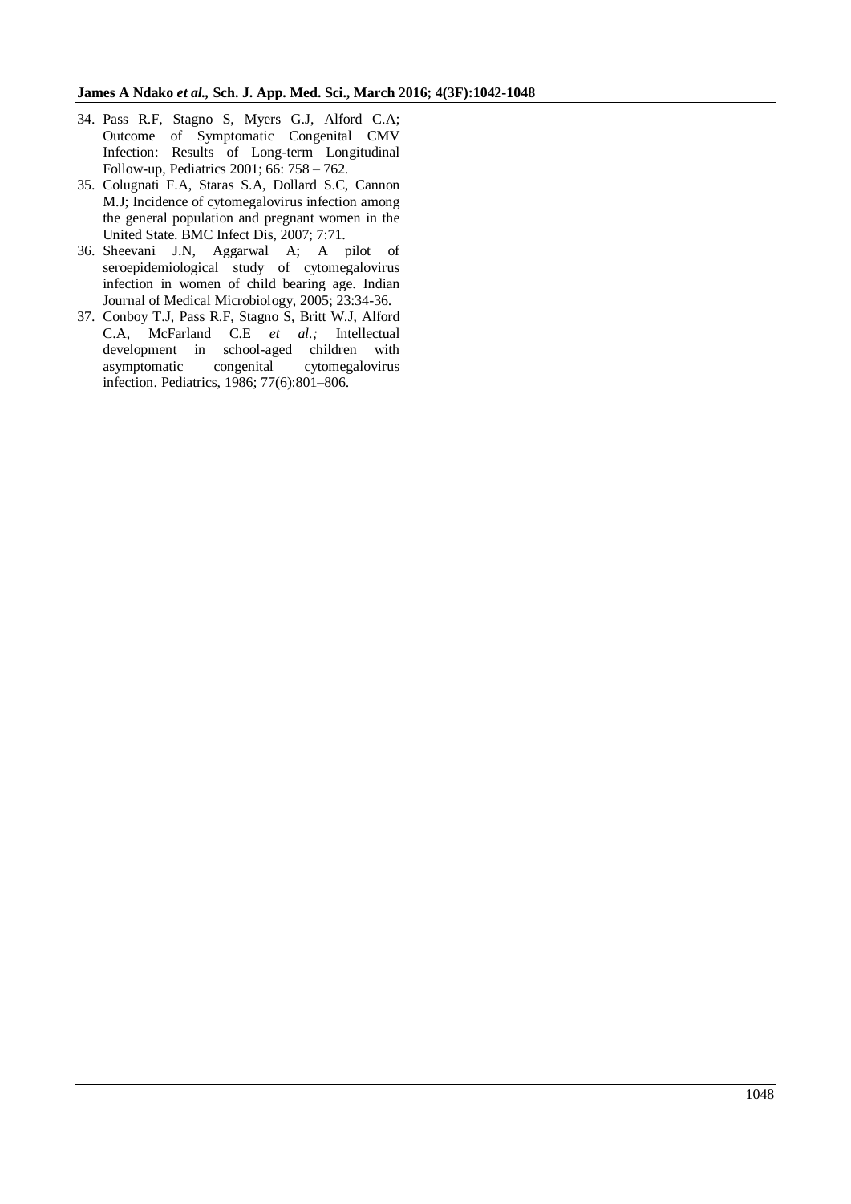34. Pass R.F, Stagno S, Myers G.J, Alford C.A; Outcome of Symptomatic Congenital CMV Infection: Results of Long-term Longitudinal Follow-up, Pediatrics 2001; 66: 758 – 762.
35. Colugnati F.A, Staras S.A, Dollard S.C, Cannon M.J; Incidence of cytomegalovirus infection among the general population and pregnant women in the United State. BMC Infect Dis, 2007; 7:71.
36. Sheevani J.N, Aggarwal A; A pilot of seroepidemiological study of cytomegalovirus infection in women of child bearing age. Indian Journal of Medical Microbiology, 2005; 23:34-36.
37. Conboy T.J, Pass R.F, Stagno S, Britt W.J, Alford C.A, McFarland C.E *et al.;* Intellectual development in school-aged children with asymptomatic congenital cytomegalovirus infection. Pediatrics, 1986; 77(6):801–806.